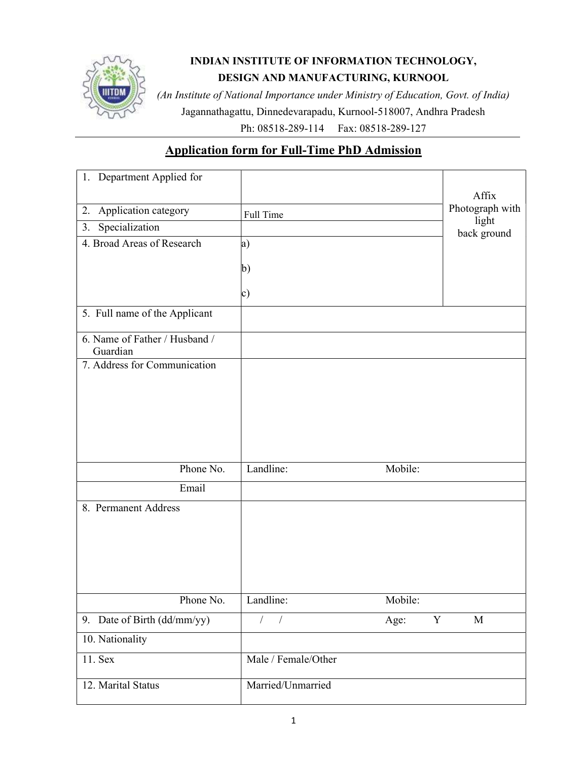**INDIAN INSTITUTE OF INFORMATION TECHNOLOGY, DESIGN AND MANUFACTURING, KURNOOL**

*(An Institute of National Importance under Ministry of Education, Govt. of India)*

Jagannathagattu, Dinnedevarapadu, Kurnool-518007, Andhra Pradesh

Ph: 08518-289-114 Fax: 08518-289-127

## Application form for Full-Time PhD Admission

| | | |
|---|---|---|
| 1. Department Applied for | | Affix Photograph with light back ground |
| 2. Application category | Full Time | |
| 3. Specialization | | |
| 4. Broad Areas of Research | a)<br>b)<br>c) | |
| 5. Full name of the Applicant | | |
| 6. Name of Father / Husband / Guardian | | |
| 7. Address for Communication | | |
| Phone No. | Landline: Mobile: | |
| Email | | |
| 8. Permanent Address | | |
| Phone No. | Landline: Mobile: | |
| 9. Date of Birth (dd/mm/yy) | / / Age: Y M | |
| 10. Nationality | | |
| 11. Sex | Male / Female/Other | |
| 12. Marital Status | Married/Unmarried | |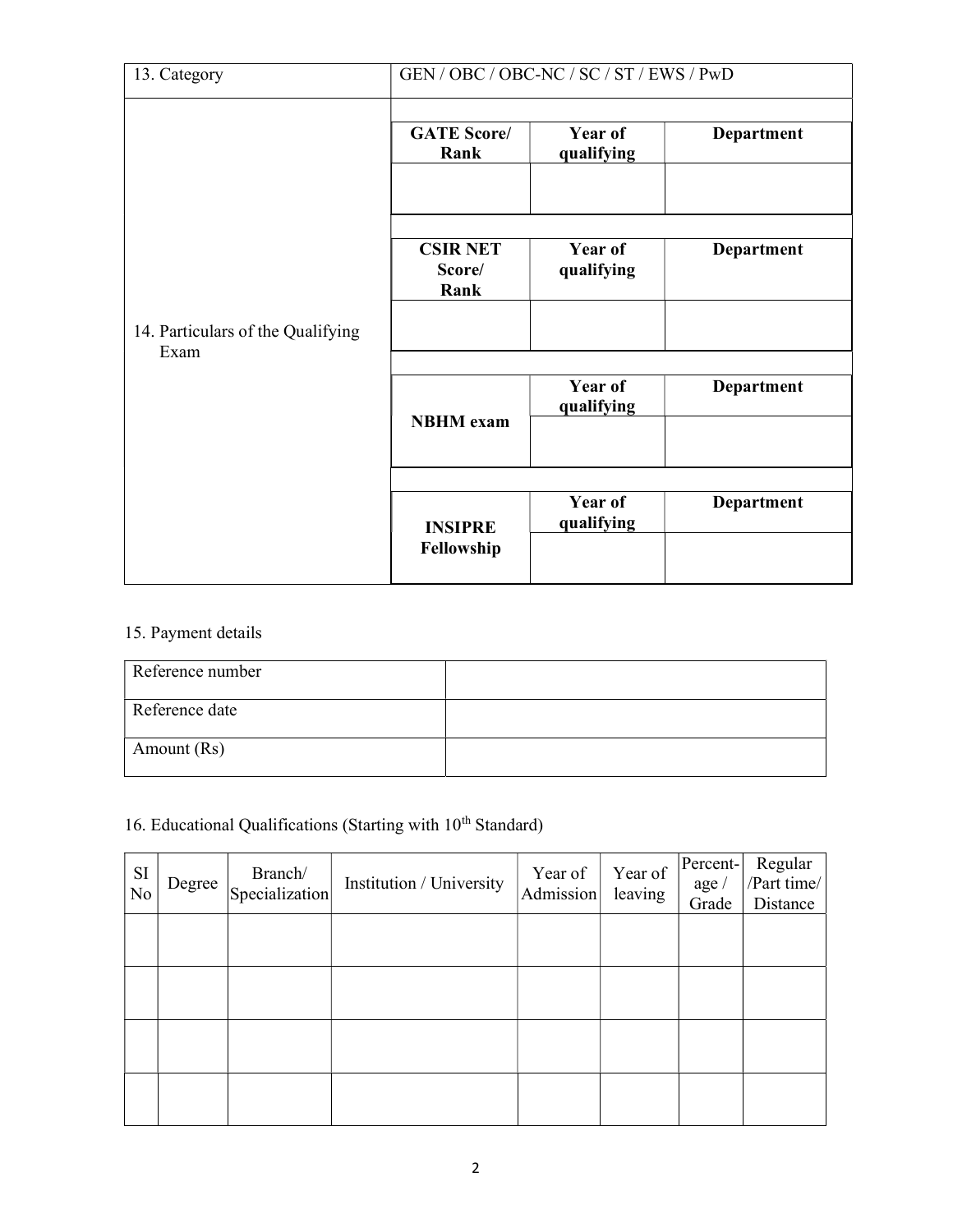| 13. Category | GEN / OBC / OBC-NC / SC / ST / EWS / PwD | | |
|---|---|---|---|
| 14. Particulars of the Qualifying Exam | **GATE Score/ Rank** | **Year of qualifying** | **Department** |
| | | | |
| | **CSIR NET Score/ Rank** | **Year of qualifying** | **Department** |
| | | | |
| | **NBHM exam** | **Year of qualifying** | **Department** |
| | | | |
| | **INSIPRE Fellowship** | **Year of qualifying** | **Department** |
| | | | |

15. Payment details

| Reference number | |
|---|---|
| Reference date | |
| Amount (Rs) | |

16. Educational Qualifications (Starting with 10th Standard)

| SI No | Degree | Branch/ Specialization | Institution / University | Year of Admission | Year of leaving | Percent-age / Grade | Regular /Part time/ Distance |
|---|---|---|---|---|---|---|---|
| | | | | | | | |
| | | | | | | | |
| | | | | | | | |
| | | | | | | | |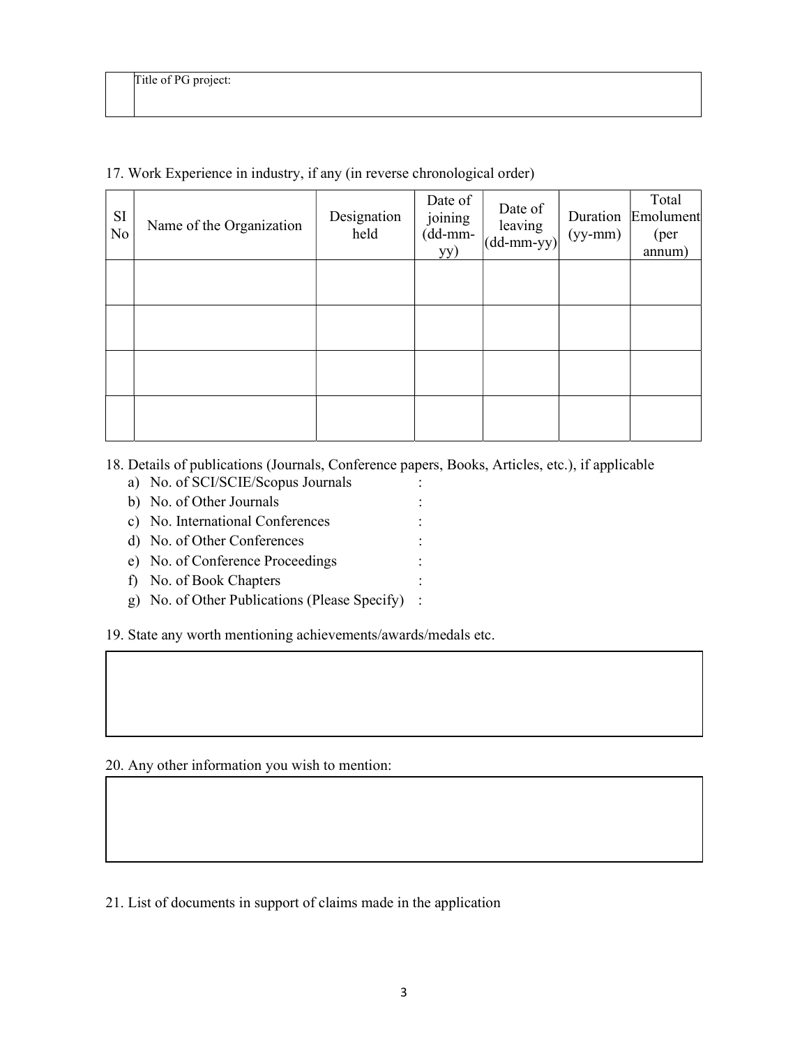| | Title of PG project: |
|---|---|

17. Work Experience in industry, if any (in reverse chronological order)

| SI No | Name of the Organization | Designation held | Date of joining (dd-mm-yy) | Date of leaving (dd-mm-yy) | Duration (yy-mm) | Total Emolument (per annum) |
|---|---|---|---|---|---|---|
| | | | | | | |
| | | | | | | |
| | | | | | | |
| | | | | | | |

18. Details of publications (Journals, Conference papers, Books, Articles, etc.), if applicable

a) No. of SCI/SCIE/Scopus Journals :
b) No. of Other Journals :
c) No. International Conferences :
d) No. of Other Conferences :
e) No. of Conference Proceedings :
f) No. of Book Chapters :
g) No. of Other Publications (Please Specify) :

19. State any worth mentioning achievements/awards/medals etc.

| |
|---|
| |

20. Any other information you wish to mention:

| |
|---|
| |

21. List of documents in support of claims made in the application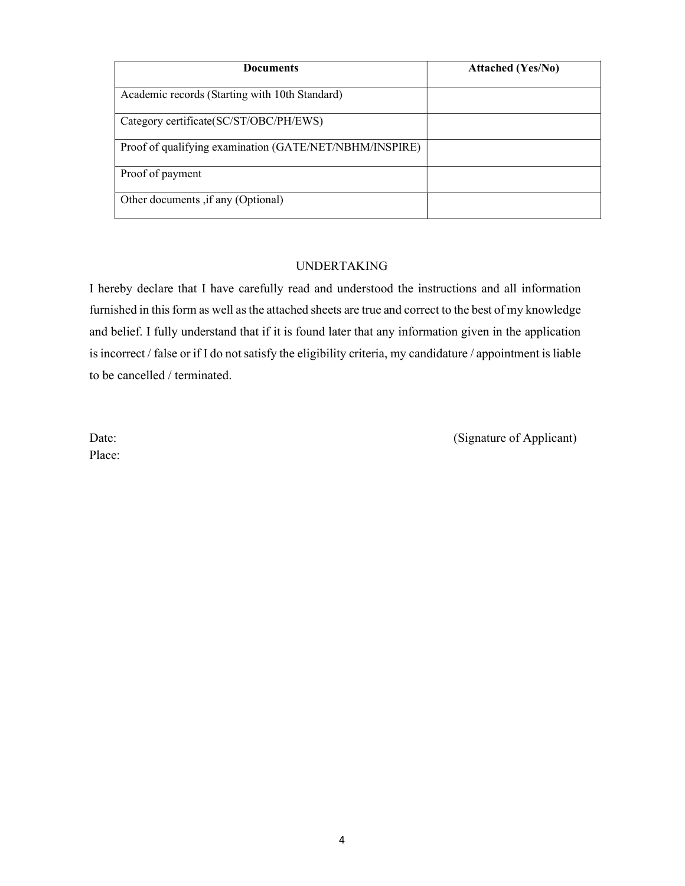| **Documents** | **Attached (Yes/No)** |
| --- | --- |
| Academic records (Starting with 10th Standard) | |
| Category certificate(SC/ST/OBC/PH/EWS) | |
| Proof of qualifying examination (GATE/NET/NBHM/INSPIRE) | |
| Proof of payment | |
| Other documents ,if any (Optional) | |

UNDERTAKING

I hereby declare that I have carefully read and understood the instructions and all information furnished in this form as well as the attached sheets are true and correct to the best of my knowledge and belief. I fully understand that if it is found later that any information given in the application is incorrect / false or if I do not satisfy the eligibility criteria, my candidature / appointment is liable to be cancelled / terminated.

Date: (Signature of Applicant)

Place: